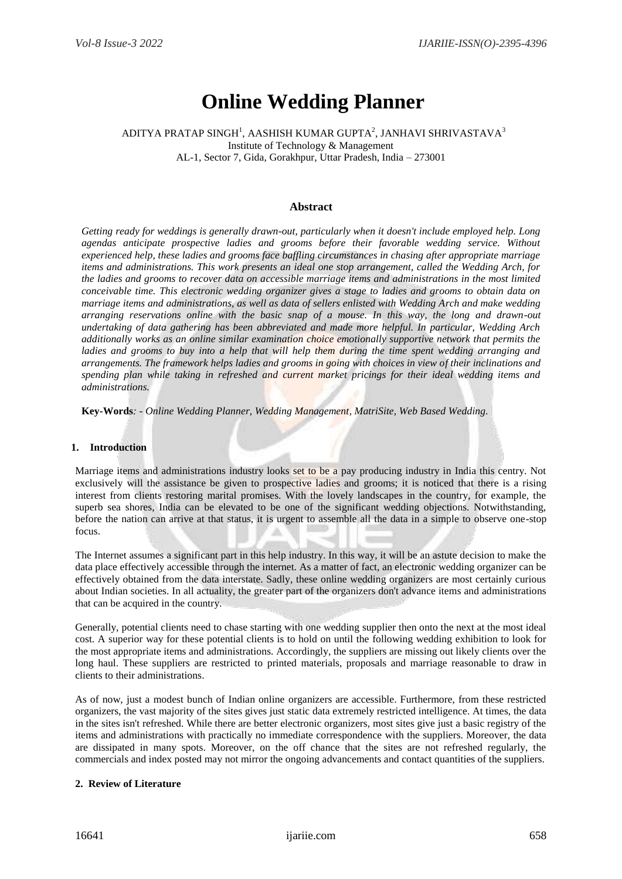# Online Wedding Planner

ADITYA PRATAP SINGH[1], AASHISH KUMAR GUPTA[2], JANHAVI SHRIVASTAVA[3]
Institute of Technology & Management
AL-1, Sector 7, Gida, Gorakhpur, Uttar Pradesh, India – 273001

## Abstract

*Getting ready for weddings is generally drawn-out, particularly when it doesn't include employed help. Long agendas anticipate prospective ladies and grooms before their favorable wedding service. Without experienced help, these ladies and grooms face baffling circumstances in chasing after appropriate marriage items and administrations. This work presents an ideal one stop arrangement, called the Wedding Arch, for the ladies and grooms to recover data on accessible marriage items and administrations in the most limited conceivable time. This electronic wedding organizer gives a stage to ladies and grooms to obtain data on marriage items and administrations, as well as data of sellers enlisted with Wedding Arch and make wedding arranging reservations online with the basic snap of a mouse. In this way, the long and drawn-out undertaking of data gathering has been abbreviated and made more helpful. In particular, Wedding Arch additionally works as an online similar examination choice emotionally supportive network that permits the ladies and grooms to buy into a help that will help them during the time spent wedding arranging and arrangements. The framework helps ladies and grooms in going with choices in view of their inclinations and spending plan while taking in refreshed and current market pricings for their ideal wedding items and administrations.*

**Key-Words**: - *Online Wedding Planner, Wedding Management, MatriSite, Web Based Wedding.*

## 1. Introduction

Marriage items and administrations industry looks set to be a pay producing industry in India this centry. Not exclusively will the assistance be given to prospective ladies and grooms; it is noticed that there is a rising interest from clients restoring marital promises. With the lovely landscapes in the country, for example, the superb sea shores, India can be elevated to be one of the significant wedding objections. Notwithstanding, before the nation can arrive at that status, it is urgent to assemble all the data in a simple to observe one-stop focus.

The Internet assumes a significant part in this help industry. In this way, it will be an astute decision to make the data place effectively accessible through the internet. As a matter of fact, an electronic wedding organizer can be effectively obtained from the data interstate. Sadly, these online wedding organizers are most certainly curious about Indian societies. In all actuality, the greater part of the organizers don't advance items and administrations that can be acquired in the country.

Generally, potential clients need to chase starting with one wedding supplier then onto the next at the most ideal cost. A superior way for these potential clients is to hold on until the following wedding exhibition to look for the most appropriate items and administrations. Accordingly, the suppliers are missing out likely clients over the long haul. These suppliers are restricted to printed materials, proposals and marriage reasonable to draw in clients to their administrations.

As of now, just a modest bunch of Indian online organizers are accessible. Furthermore, from these restricted organizers, the vast majority of the sites gives just static data extremely restricted intelligence. At times, the data in the sites isn't refreshed. While there are better electronic organizers, most sites give just a basic registry of the items and administrations with practically no immediate correspondence with the suppliers. Moreover, the data are dissipated in many spots. Moreover, on the off chance that the sites are not refreshed regularly, the commercials and index posted may not mirror the ongoing advancements and contact quantities of the suppliers.

## 2. Review of Literature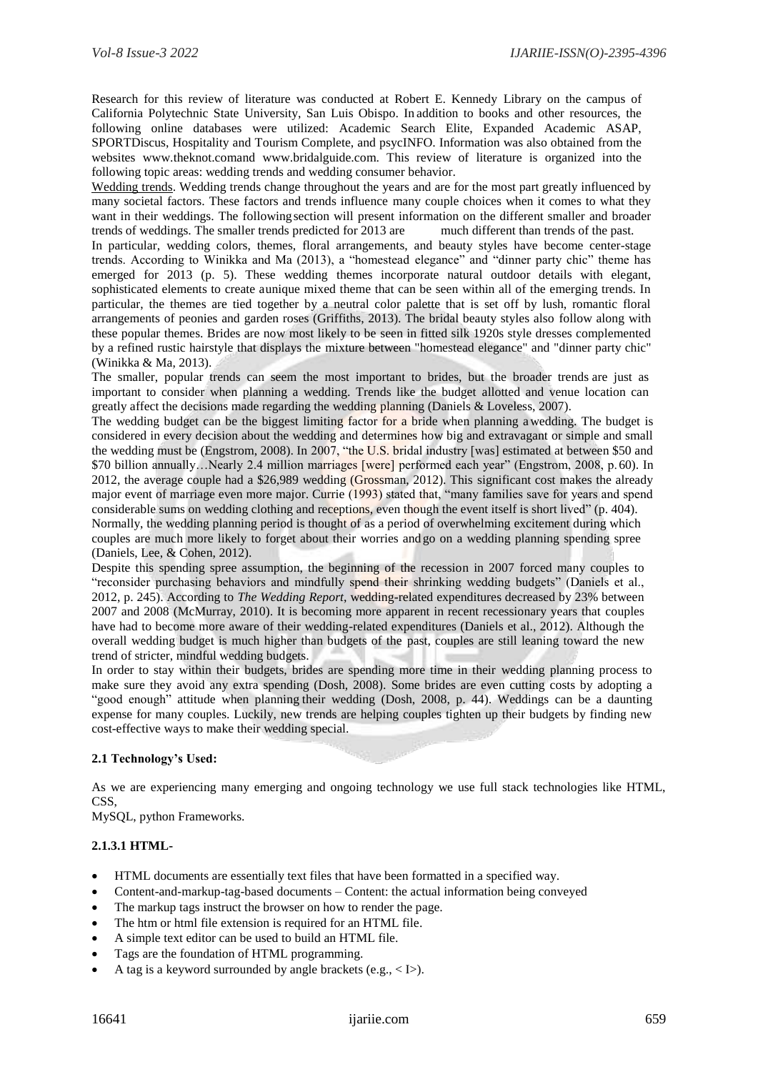Research for this review of literature was conducted at Robert E. Kennedy Library on the campus of California Polytechnic State University, San Luis Obispo. In addition to books and other resources, the following online databases were utilized: Academic Search Elite, Expanded Academic ASAP, SPORTDiscus, Hospitality and Tourism Complete, and psycINFO. Information was also obtained from the websites www.theknot.comand www.bridalguide.com. This review of literature is organized into the following topic areas: wedding trends and wedding consumer behavior.

Wedding trends. Wedding trends change throughout the years and are for the most part greatly influenced by many societal factors. These factors and trends influence many couple choices when it comes to what they want in their weddings. The following section will present information on the different smaller and broader trends of weddings. The smaller trends predicted for 2013 are much different than trends of the past.

In particular, wedding colors, themes, floral arrangements, and beauty styles have become center-stage trends. According to Winikka and Ma (2013), a "homestead elegance" and "dinner party chic" theme has emerged for 2013 (p. 5). These wedding themes incorporate natural outdoor details with elegant, sophisticated elements to create a unique mixed theme that can be seen within all of the emerging trends. In particular, the themes are tied together by a neutral color palette that is set off by lush, romantic floral arrangements of peonies and garden roses (Griffiths, 2013). The bridal beauty styles also follow along with these popular themes. Brides are now most likely to be seen in fitted silk 1920s style dresses complemented by a refined rustic hairstyle that displays the mixture between "homestead elegance" and "dinner party chic" (Winikka & Ma, 2013).

The smaller, popular trends can seem the most important to brides, but the broader trends are just as important to consider when planning a wedding. Trends like the budget allotted and venue location can greatly affect the decisions made regarding the wedding planning (Daniels & Loveless, 2007).

The wedding budget can be the biggest limiting factor for a bride when planning a wedding. The budget is considered in every decision about the wedding and determines how big and extravagant or simple and small the wedding must be (Engstrom, 2008). In 2007, "the U.S. bridal industry [was] estimated at between $50 and $70 billion annually…Nearly 2.4 million marriages [were] performed each year" (Engstrom, 2008, p. 60). In 2012, the average couple had a $26,989 wedding (Grossman, 2012). This significant cost makes the already major event of marriage even more major. Currie (1993) stated that, "many families save for years and spend considerable sums on wedding clothing and receptions, even though the event itself is short lived" (p. 404).

Normally, the wedding planning period is thought of as a period of overwhelming excitement during which couples are much more likely to forget about their worries and go on a wedding planning spending spree (Daniels, Lee, & Cohen, 2012).

Despite this spending spree assumption, the beginning of the recession in 2007 forced many couples to "reconsider purchasing behaviors and mindfully spend their shrinking wedding budgets" (Daniels et al., 2012, p. 245). According to *The Wedding Report*, wedding-related expenditures decreased by 23% between 2007 and 2008 (McMurray, 2010). It is becoming more apparent in recent recessionary years that couples have had to become more aware of their wedding-related expenditures (Daniels et al., 2012). Although the overall wedding budget is much higher than budgets of the past, couples are still leaning toward the new trend of stricter, mindful wedding budgets.

In order to stay within their budgets, brides are spending more time in their wedding planning process to make sure they avoid any extra spending (Dosh, 2008). Some brides are even cutting costs by adopting a "good enough" attitude when planning their wedding (Dosh, 2008, p. 44). Weddings can be a daunting expense for many couples. Luckily, new trends are helping couples tighten up their budgets by finding new cost-effective ways to make their wedding special.

**2.1 Technology's Used:**

As we are experiencing many emerging and ongoing technology we use full stack technologies like HTML, CSS,
MySQL, python Frameworks.

**2.1.3.1 HTML-**

- HTML documents are essentially text files that have been formatted in a specified way.
- Content-and-markup-tag-based documents – Content: the actual information being conveyed
- The markup tags instruct the browser on how to render the page.
- The htm or html file extension is required for an HTML file.
- A simple text editor can be used to build an HTML file.
- Tags are the foundation of HTML programming.
- A tag is a keyword surrounded by angle brackets (e.g., < I>).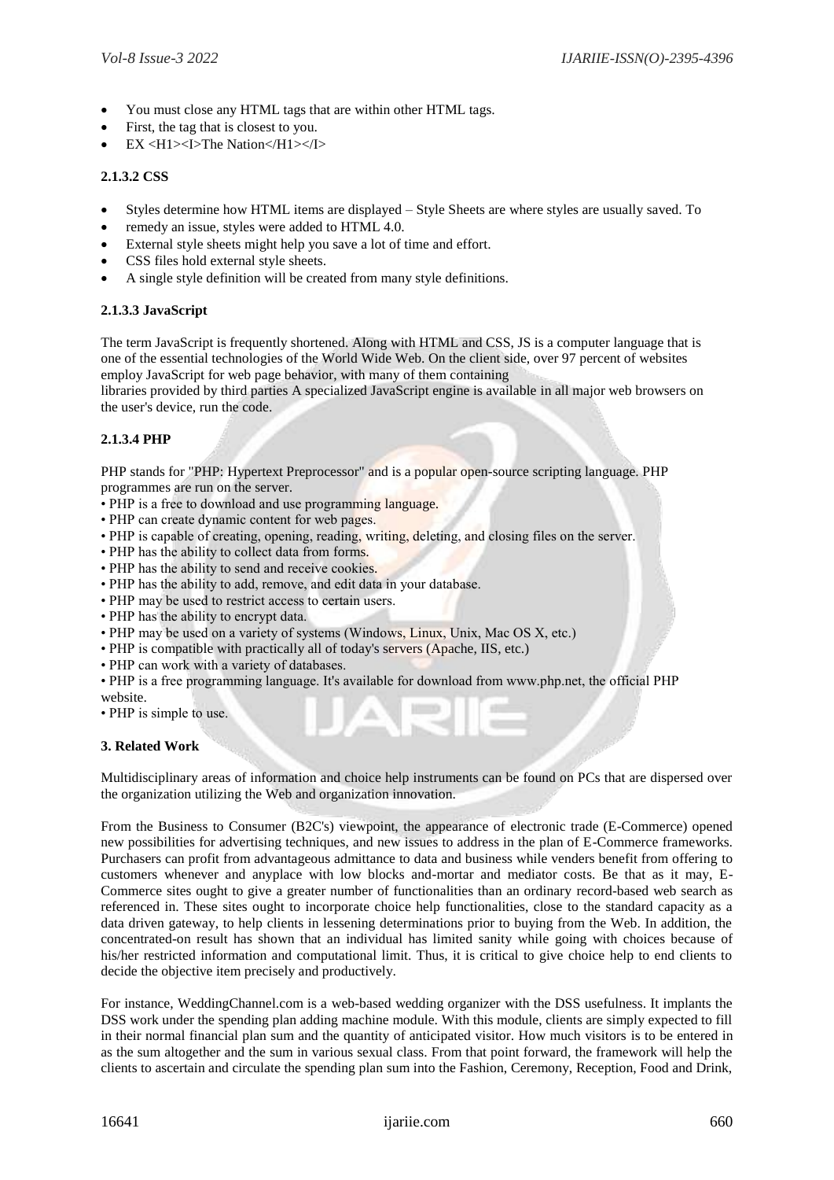- You must close any HTML tags that are within other HTML tags.
- First, the tag that is closest to you.
- EX <H1><I>The Nation</H1></I>

### 2.1.3.2 CSS

- Styles determine how HTML items are displayed – Style Sheets are where styles are usually saved. To
- remedy an issue, styles were added to HTML 4.0.
- External style sheets might help you save a lot of time and effort.
- CSS files hold external style sheets.
- A single style definition will be created from many style definitions.

### 2.1.3.3 JavaScript

The term JavaScript is frequently shortened. Along with HTML and CSS, JS is a computer language that is one of the essential technologies of the World Wide Web. On the client side, over 97 percent of websites employ JavaScript for web page behavior, with many of them containing
libraries provided by third parties A specialized JavaScript engine is available in all major web browsers on the user's device, run the code.

### 2.1.3.4 PHP

PHP stands for "PHP: Hypertext Preprocessor" and is a popular open-source scripting language. PHP programmes are run on the server.

- PHP is a free to download and use programming language.
- PHP can create dynamic content for web pages.
- PHP is capable of creating, opening, reading, writing, deleting, and closing files on the server.
- PHP has the ability to collect data from forms.
- PHP has the ability to send and receive cookies.
- PHP has the ability to add, remove, and edit data in your database.
- PHP may be used to restrict access to certain users.
- PHP has the ability to encrypt data.
- PHP may be used on a variety of systems (Windows, Linux, Unix, Mac OS X, etc.)
- PHP is compatible with practically all of today's servers (Apache, IIS, etc.)
- PHP can work with a variety of databases.
- PHP is a free programming language. It's available for download from www.php.net, the official PHP website.
- PHP is simple to use.

## 3. Related Work

Multidisciplinary areas of information and choice help instruments can be found on PCs that are dispersed over the organization utilizing the Web and organization innovation.

From the Business to Consumer (B2C's) viewpoint, the appearance of electronic trade (E-Commerce) opened new possibilities for advertising techniques, and new issues to address in the plan of E-Commerce frameworks. Purchasers can profit from advantageous admittance to data and business while venders benefit from offering to customers whenever and anyplace with low blocks and-mortar and mediator costs. Be that as it may, E-Commerce sites ought to give a greater number of functionalities than an ordinary record-based web search as referenced in. These sites ought to incorporate choice help functionalities, close to the standard capacity as a data driven gateway, to help clients in lessening determinations prior to buying from the Web. In addition, the concentrated-on result has shown that an individual has limited sanity while going with choices because of his/her restricted information and computational limit. Thus, it is critical to give choice help to end clients to decide the objective item precisely and productively.

For instance, WeddingChannel.com is a web-based wedding organizer with the DSS usefulness. It implants the DSS work under the spending plan adding machine module. With this module, clients are simply expected to fill in their normal financial plan sum and the quantity of anticipated visitor. How much visitors is to be entered in as the sum altogether and the sum in various sexual class. From that point forward, the framework will help the clients to ascertain and circulate the spending plan sum into the Fashion, Ceremony, Reception, Food and Drink,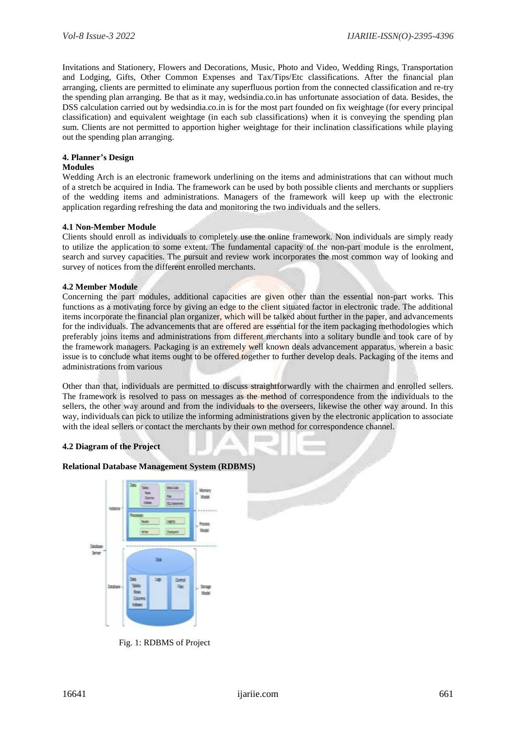Invitations and Stationery, Flowers and Decorations, Music, Photo and Video, Wedding Rings, Transportation and Lodging, Gifts, Other Common Expenses and Tax/Tips/Etc classifications. After the financial plan arranging, clients are permitted to eliminate any superfluous portion from the connected classification and re-try the spending plan arranging. Be that as it may, wedsindia.co.in has unfortunate association of data. Besides, the DSS calculation carried out by wedsindia.co.in is for the most part founded on fix weightage (for every principal classification) and equivalent weightage (in each sub classifications) when it is conveying the spending plan sum. Clients are not permitted to apportion higher weightage for their inclination classifications while playing out the spending plan arranging.

## 4. Planner's Design

### Modules

Wedding Arch is an electronic framework underlining on the items and administrations that can without much of a stretch be acquired in India. The framework can be used by both possible clients and merchants or suppliers of the wedding items and administrations. Managers of the framework will keep up with the electronic application regarding refreshing the data and monitoring the two individuals and the sellers.

### 4.1 Non-Member Module

Clients should enroll as individuals to completely use the online framework. Non individuals are simply ready to utilize the application to some extent. The fundamental capacity of the non-part module is the enrolment, search and survey capacities. The pursuit and review work incorporates the most common way of looking and survey of notices from the different enrolled merchants.

### 4.2 Member Module

Concerning the part modules, additional capacities are given other than the essential non-part works. This functions as a motivating force by giving an edge to the client situated factor in electronic trade. The additional items incorporate the financial plan organizer, which will be talked about further in the paper, and advancements for the individuals. The advancements that are offered are essential for the item packaging methodologies which preferably joins items and administrations from different merchants into a solitary bundle and took care of by the framework managers. Packaging is an extremely well known deals advancement apparatus, wherein a basic issue is to conclude what items ought to be offered together to further develop deals. Packaging of the items and administrations from various

Other than that, individuals are permitted to discuss straightforwardly with the chairmen and enrolled sellers. The framework is resolved to pass on messages as the method of correspondence from the individuals to the sellers, the other way around and from the individuals to the overseers, likewise the other way around. In this way, individuals can pick to utilize the informing administrations given by the electronic application to associate with the ideal sellers or contact the merchants by their own method for correspondence channel.

### 4.2 Diagram of the Project

**Relational Database Management System (RDBMS)**

Fig. 1: RDBMS of Project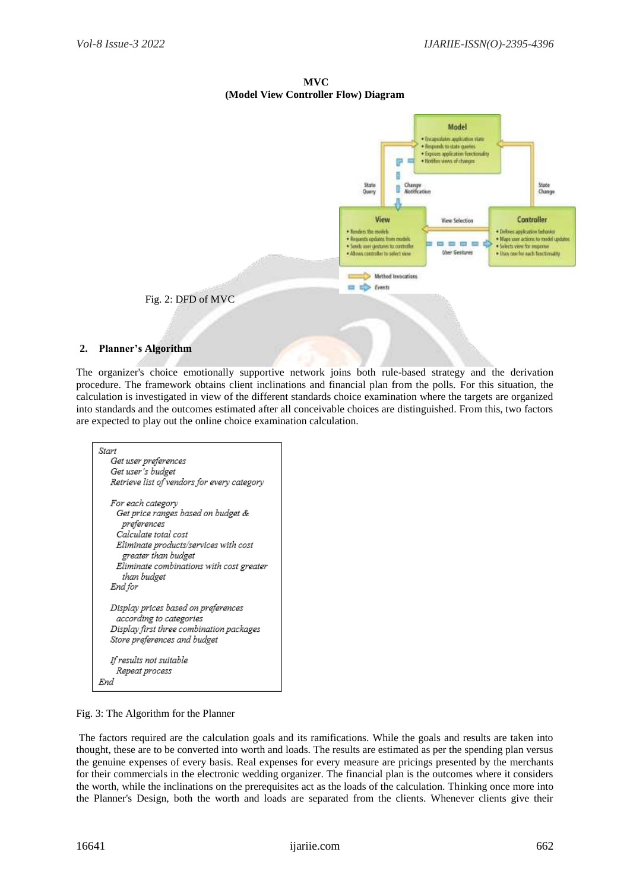**MVC**
**(Model View Controller Flow) Diagram**

Fig. 2: DFD of MVC

## 2. Planner's Algorithm

The organizer's choice emotionally supportive network joins both rule-based strategy and the derivation procedure. The framework obtains client inclinations and financial plan from the polls. For this situation, the calculation is investigated in view of the different standards choice examination where the targets are organized into standards and the outcomes estimated after all conceivable choices are distinguished. From this, two factors are expected to play out the online choice examination calculation.

```
Start
   Get user preferences
   Get user's budget
   Retrieve list of vendors for every category

   For each category
     Get price ranges based on budget &
       preferences
     Calculate total cost
     Eliminate products/services with cost
       greater than budget
     Eliminate combinations with cost greater
       than budget
   End for

   Display prices based on preferences
     according to categories
   Display first three combination packages
   Store preferences and budget

   If results not suitable
     Repeat process
End
```

Fig. 3: The Algorithm for the Planner

The factors required are the calculation goals and its ramifications. While the goals and results are taken into thought, these are to be converted into worth and loads. The results are estimated as per the spending plan versus the genuine expenses of every basis. Real expenses for every measure are pricings presented by the merchants for their commercials in the electronic wedding organizer. The financial plan is the outcomes where it considers the worth, while the inclinations on the prerequisites act as the loads of the calculation. Thinking once more into the Planner's Design, both the worth and loads are separated from the clients. Whenever clients give their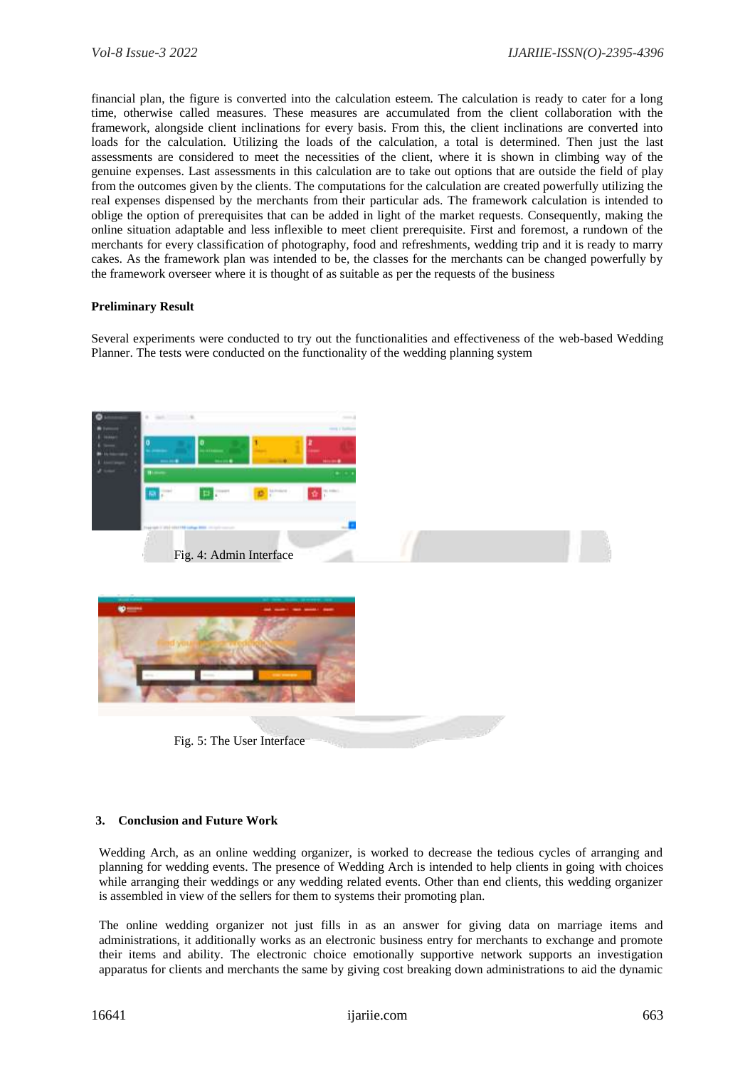financial plan, the figure is converted into the calculation esteem. The calculation is ready to cater for a long time, otherwise called measures. These measures are accumulated from the client collaboration with the framework, alongside client inclinations for every basis. From this, the client inclinations are converted into loads for the calculation. Utilizing the loads of the calculation, a total is determined. Then just the last assessments are considered to meet the necessities of the client, where it is shown in climbing way of the genuine expenses. Last assessments in this calculation are to take out options that are outside the field of play from the outcomes given by the clients. The computations for the calculation are created powerfully utilizing the real expenses dispensed by the merchants from their particular ads. The framework calculation is intended to oblige the option of prerequisites that can be added in light of the market requests. Consequently, making the online situation adaptable and less inflexible to meet client prerequisite. First and foremost, a rundown of the merchants for every classification of photography, food and refreshments, wedding trip and it is ready to marry cakes. As the framework plan was intended to be, the classes for the merchants can be changed powerfully by the framework overseer where it is thought of as suitable as per the requests of the business

**Preliminary Result**

Several experiments were conducted to try out the functionalities and effectiveness of the web-based Wedding Planner. The tests were conducted on the functionality of the wedding planning system

Fig. 4: Admin Interface

Fig. 5: The User Interface

## 3. Conclusion and Future Work

Wedding Arch, as an online wedding organizer, is worked to decrease the tedious cycles of arranging and planning for wedding events. The presence of Wedding Arch is intended to help clients in going with choices while arranging their weddings or any wedding related events. Other than end clients, this wedding organizer is assembled in view of the sellers for them to systems their promoting plan.

The online wedding organizer not just fills in as an answer for giving data on marriage items and administrations, it additionally works as an electronic business entry for merchants to exchange and promote their items and ability. The electronic choice emotionally supportive network supports an investigation apparatus for clients and merchants the same by giving cost breaking down administrations to aid the dynamic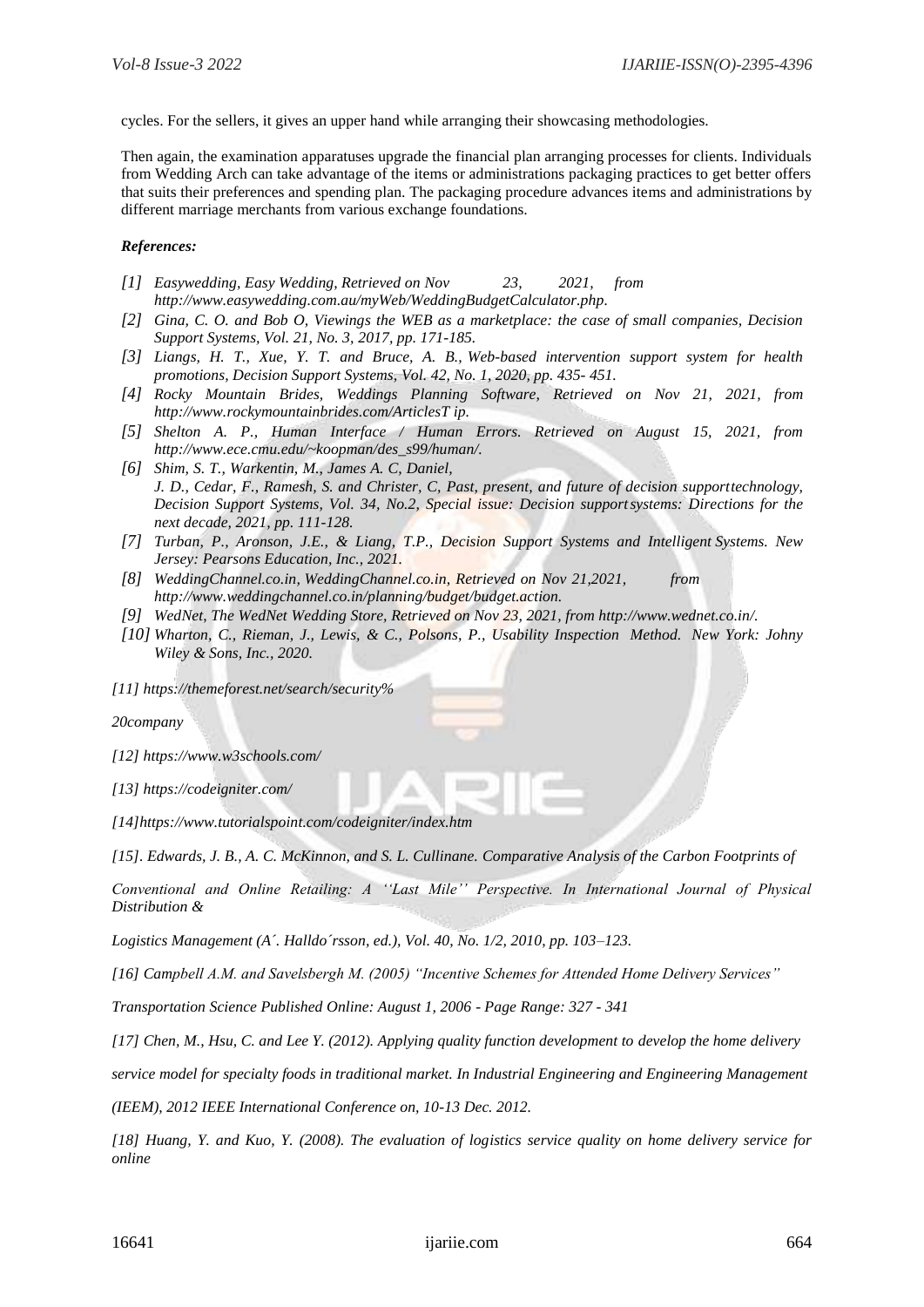cycles. For the sellers, it gives an upper hand while arranging their showcasing methodologies.

Then again, the examination apparatuses upgrade the financial plan arranging processes for clients. Individuals from Wedding Arch can take advantage of the items or administrations packaging practices to get better offers that suits their preferences and spending plan. The packaging procedure advances items and administrations by different marriage merchants from various exchange foundations.

***References:***

*[1] Easywedding, Easy Wedding, Retrieved on Nov 23, 2021, from http://www.easywedding.com.au/myWeb/WeddingBudgetCalculator.php.*

*[2] Gina, C. O. and Bob O, Viewings the WEB as a marketplace: the case of small companies, Decision Support Systems, Vol. 21, No. 3, 2017, pp. 171-185.*

*[3] Liangs, H. T., Xue, Y. T. and Bruce, A. B., Web-based intervention support system for health promotions, Decision Support Systems, Vol. 42, No. 1, 2020, pp. 435- 451.*

*[4] Rocky Mountain Brides, Weddings Planning Software, Retrieved on Nov 21, 2021, from http://www.rockymountainbrides.com/ArticlesT ip.*

*[5] Shelton A. P., Human Interface / Human Errors. Retrieved on August 15, 2021, from http://www.ece.cmu.edu/~koopman/des_s99/human/.*

*[6] Shim, S. T., Warkentin, M., James A. C, Daniel, J. D., Cedar, F., Ramesh, S. and Christer, C, Past, present, and future of decision supporttechnology, Decision Support Systems, Vol. 34, No.2, Special issue: Decision supportsystems: Directions for the next decade, 2021, pp. 111-128.*

*[7] Turban, P., Aronson, J.E., & Liang, T.P., Decision Support Systems and Intelligent Systems. New Jersey: Pearsons Education, Inc., 2021.*

*[8] WeddingChannel.co.in, WeddingChannel.co.in, Retrieved on Nov 21,2021, from http://www.weddingchannel.co.in/planning/budget/budget.action.*

*[9] WedNet, The WedNet Wedding Store, Retrieved on Nov 23, 2021, from http://www.wednet.co.in/.*

*[10] Wharton, C., Rieman, J., Lewis, & C., Polsons, P., Usability Inspection Method. New York: Johny Wiley & Sons, Inc., 2020.*

*[11] https://themeforest.net/search/security%*

*20company*

*[12] https://www.w3schools.com/*

*[13] https://codeigniter.com/*

*[14]https://www.tutorialspoint.com/codeigniter/index.htm*

*[15]. Edwards, J. B., A. C. McKinnon, and S. L. Cullinane. Comparative Analysis of the Carbon Footprints of*

*Conventional and Online Retailing: A ''Last Mile'' Perspective. In International Journal of Physical Distribution &*

*Logistics Management (A´. Halldo´rsson, ed.), Vol. 40, No. 1/2, 2010, pp. 103–123.*

*[16] Campbell A.M. and Savelsbergh M. (2005) "Incentive Schemes for Attended Home Delivery Services"*

*Transportation Science Published Online: August 1, 2006 - Page Range: 327 - 341*

*[17] Chen, M., Hsu, C. and Lee Y. (2012). Applying quality function development to develop the home delivery*

*service model for specialty foods in traditional market. In Industrial Engineering and Engineering Management*

*(IEEM), 2012 IEEE International Conference on, 10-13 Dec. 2012.*

*[18] Huang, Y. and Kuo, Y. (2008). The evaluation of logistics service quality on home delivery service for online*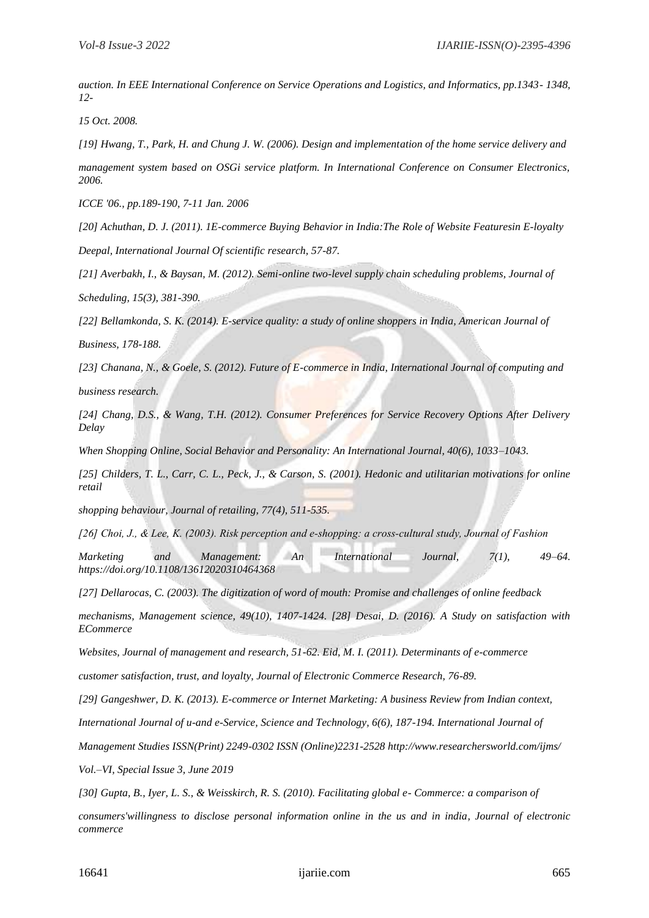*auction. In EEE International Conference on Service Operations and Logistics, and Informatics, pp.1343- 1348, 12-*

*15 Oct. 2008.*

*[19] Hwang, T., Park, H. and Chung J. W. (2006). Design and implementation of the home service delivery and*

*management system based on OSGi service platform. In International Conference on Consumer Electronics, 2006.*

*ICCE '06., pp.189-190, 7-11 Jan. 2006*

*[20] Achuthan, D. J. (2011). 1E-commerce Buying Behavior in India:The Role of Website Featuresin E-loyalty*

*Deepal, International Journal Of scientific research, 57-87.*

*[21] Averbakh, I., & Baysan, M. (2012). Semi-online two-level supply chain scheduling problems, Journal of*

*Scheduling, 15(3), 381-390.*

*[22] Bellamkonda, S. K. (2014). E-service quality: a study of online shoppers in India, American Journal of*

*Business, 178-188.*

*[23] Chanana, N., & Goele, S. (2012). Future of E-commerce in India, International Journal of computing and*

*business research.*

*[24] Chang, D.S., & Wang, T.H. (2012). Consumer Preferences for Service Recovery Options After Delivery Delay*

*When Shopping Online, Social Behavior and Personality: An International Journal, 40(6), 1033–1043.*

*[25] Childers, T. L., Carr, C. L., Peck, J., & Carson, S. (2001). Hedonic and utilitarian motivations for online retail*

*shopping behaviour, Journal of retailing, 77(4), 511-535.*

*[26] Choi, J., & Lee, K. (2003). Risk perception and e-shopping: a cross-cultural study, Journal of Fashion*

*Marketing and Management: An International Journal, 7(1), 49–64. https://doi.org/10.1108/13612020310464368*

*[27] Dellarocas, C. (2003). The digitization of word of mouth: Promise and challenges of online feedback*

*mechanisms, Management science, 49(10), 1407-1424. [28] Desai, D. (2016). A Study on satisfaction with ECommerce*

*Websites, Journal of management and research, 51-62. Eid, M. I. (2011). Determinants of e-commerce*

*customer satisfaction, trust, and loyalty, Journal of Electronic Commerce Research, 76-89.*

*[29] Gangeshwer, D. K. (2013). E-commerce or Internet Marketing: A business Review from Indian context,*

*International Journal of u-and e-Service, Science and Technology, 6(6), 187-194. International Journal of*

*Management Studies ISSN(Print) 2249-0302 ISSN (Online)2231-2528 http://www.researchersworld.com/ijms/*

*Vol.–VI, Special Issue 3, June 2019*

*[30] Gupta, B., Iyer, L. S., & Weisskirch, R. S. (2010). Facilitating global e- Commerce: a comparison of*

*consumers'willingness to disclose personal information online in the us and in india, Journal of electronic commerce*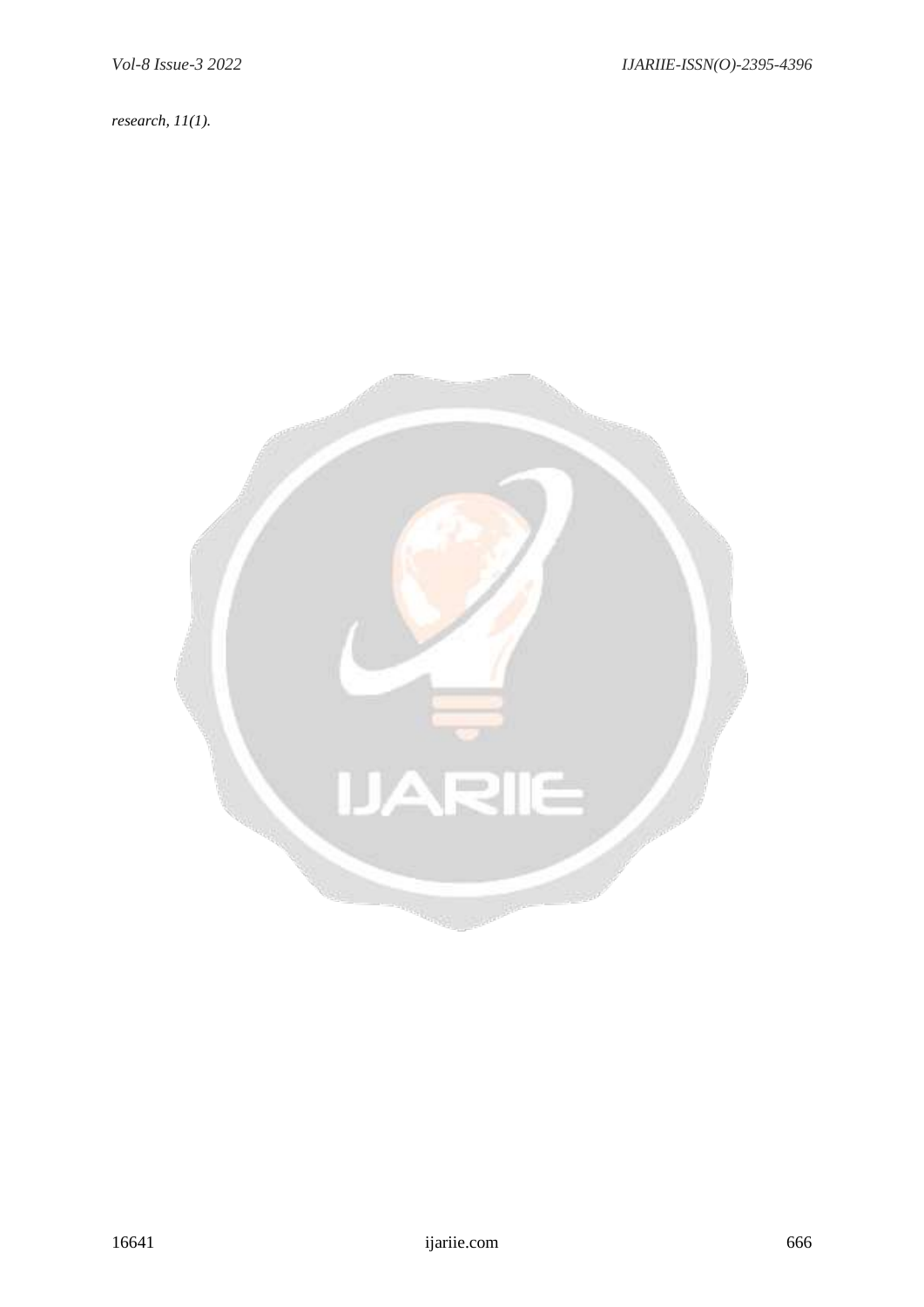*research, 11(1).*